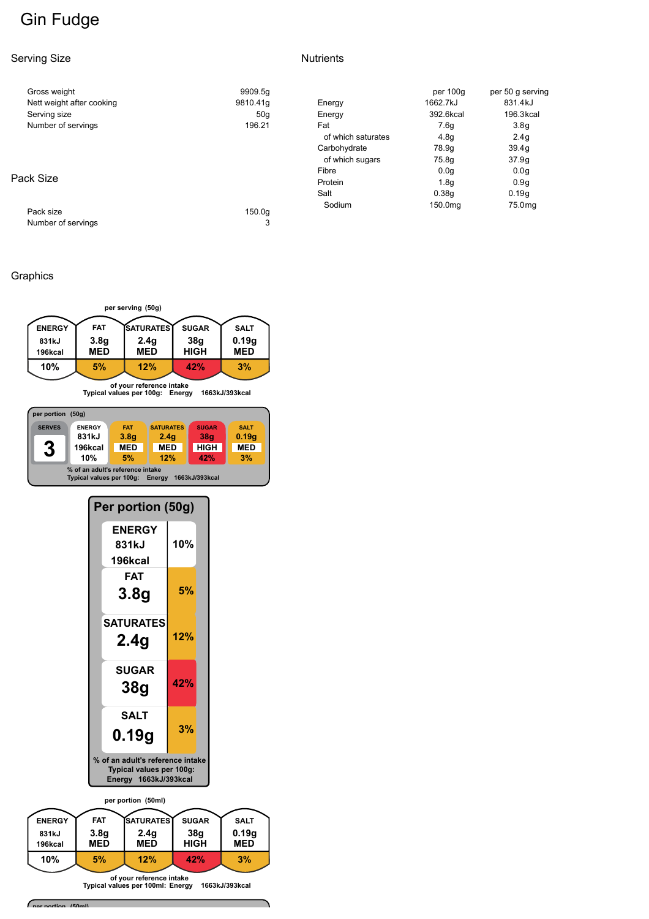# Gin Fudge

## Serving Size

| | |
|---|---|
| Gross weight | 9909.5g |
| Nett weight after cooking | 9810.41g |
| Serving size | 50g |
| Number of servings | 196.21 |

## Pack Size

| | |
|---|---|
| Pack size | 150.0g |
| Number of servings | 3 |

## Nutrients

| | per 100g | per 50 g serving |
|---|---|---|
| Energy | 1662.7kJ | 831.4kJ |
| Energy | 392.6kcal | 196.3kcal |
| Fat | 7.6g | 3.8g |
| of which saturates | 4.8g | 2.4g |
| Carbohydrate | 78.9g | 39.4g |
| of which sugars | 75.8g | 37.9g |
| Fibre | 0.0g | 0.0g |
| Protein | 1.8g | 0.9g |
| Salt | 0.38g | 0.19g |
| Sodium | 150.0mg | 75.0mg |

## Graphics

per serving (50g)

| ENERGY | FAT | SATURATES | SUGAR | SALT |
|---|---|---|---|---|
| 831kJ 196kcal | 3.8g MED | 2.4g MED | 38g HIGH | 0.19g MED |
| 10% | 5% | 12% | 42% | 3% |

of your reference intake
Typical values per 100g: Energy 1663kJ/393kcal

per portion (50g)

| SERVES | ENERGY | FAT | SATURATES | SUGAR | SALT |
|---|---|---|---|---|---|
| 3 | 831kJ 196kcal 10% | 3.8g MED 5% | 2.4g MED 12% | 38g HIGH 42% | 0.19g MED 3% |

% of an adult's reference intake
Typical values per 100g: Energy 1663kJ/393kcal

Per portion (50g)

| | |
|---|---|
| ENERGY 831kJ 196kcal | 10% |
| FAT 3.8g | 5% |
| SATURATES 2.4g | 12% |
| SUGAR 38g | 42% |
| SALT 0.19g | 3% |

% of an adult's reference intake
Typical values per 100g:
Energy 1663kJ/393kcal

per portion (50ml)

| ENERGY | FAT | SATURATES | SUGAR | SALT |
|---|---|---|---|---|
| 831kJ 196kcal | 3.8g MED | 2.4g MED | 38g HIGH | 0.19g MED |
| 10% | 5% | 12% | 42% | 3% |

of your reference intake
Typical values per 100ml: Energy 1663kJ/393kcal

per portion (50ml)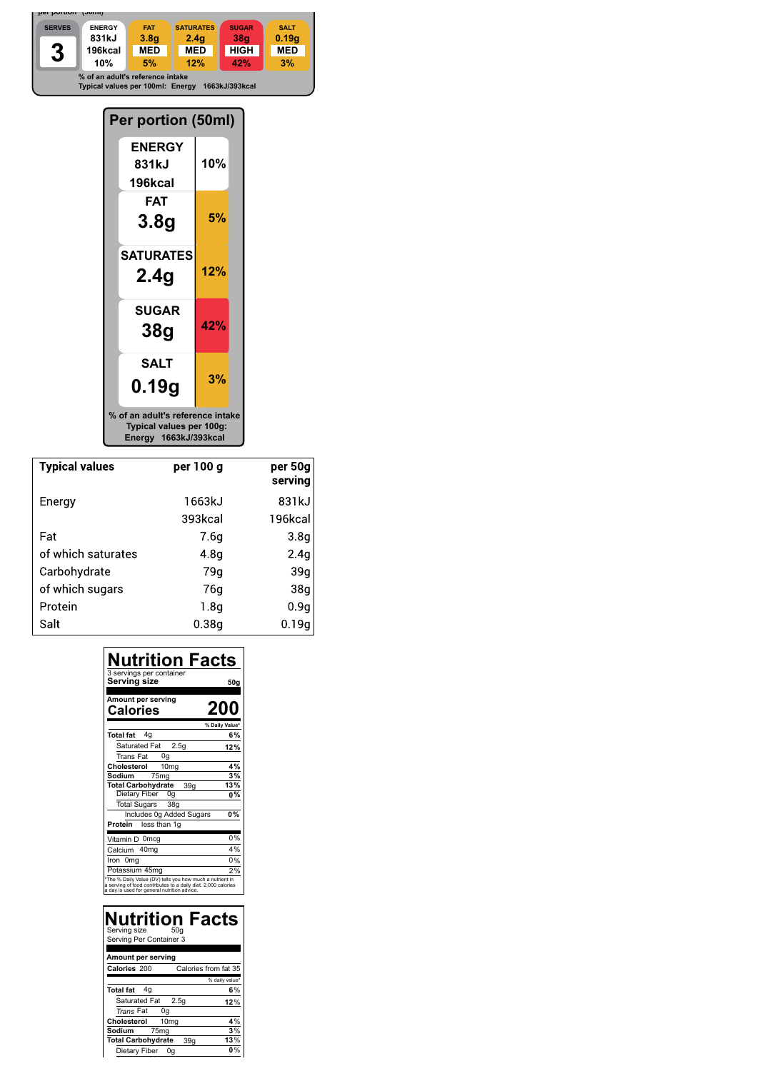per portion (50ml)

| SERVES | ENERGY | FAT | SATURATES | SUGAR | SALT |
| --- | --- | --- | --- | --- | --- |
| 3 | 831kJ 196kcal | 3.8g | 2.4g | 38g | 0.19g |
| | | MED | MED | HIGH | MED |
| | 10% | 5% | 12% | 42% | 3% |

% of an adult's reference intake
Typical values per 100ml: Energy 1663kJ/393kcal

## Per portion (50ml)

| | |
| --- | --- |
| ENERGY 831kJ 196kcal | 10% |
| FAT 3.8g | 5% |
| SATURATES 2.4g | 12% |
| SUGAR 38g | 42% |
| SALT 0.19g | 3% |

% of an adult's reference intake
Typical values per 100g:
Energy 1663kJ/393kcal

| Typical values | per 100 g | per 50g serving |
| --- | --- | --- |
| Energy | 1663kJ | 831kJ |
| | 393kcal | 196kcal |
| Fat | 7.6g | 3.8g |
| of which saturates | 4.8g | 2.4g |
| Carbohydrate | 79g | 39g |
| of which sugars | 76g | 38g |
| Protein | 1.8g | 0.9g |
| Salt | 0.38g | 0.19g |

## Nutrition Facts

3 servings per container
**Serving size** 50g

**Amount per serving**
**Calories** 200

| | % Daily Value* |
| --- | --- |
| **Total fat** 4g | 6% |
| Saturated Fat 2.5g | 12% |
| Trans Fat 0g | |
| **Cholesterol** 10mg | 4% |
| **Sodium** 75mg | 3% |
| **Total Carbohydrate** 39g | 13% |
| Dietary Fiber 0g | 0% |
| Total Sugars 38g | |
| Includes 0g Added Sugars | 0% |
| **Protein** less than 1g | |
| Vitamin D 0mcg | 0% |
| Calcium 40mg | 4% |
| Iron 0mg | 0% |
| Potassium 45mg | 2% |

*The % Daily Value (DV) tells you how much a nutrient in a serving of food contributes to a daily diet. 2,000 calories a day is used for general nutrition advice.

## Nutrition Facts

Serving size 50g
Serving Per Container 3

**Amount per serving**
**Calories** 200 Calories from fat 35

| | % daily value* |
| --- | --- |
| **Total fat** 4g | 6% |
| Saturated Fat 2.5g | 12% |
| *Trans* Fat 0g | |
| **Cholesterol** 10mg | 4% |
| **Sodium** 75mg | 3% |
| **Total Carbohydrate** 39g | 13% |
| Dietary Fiber 0g | 0% |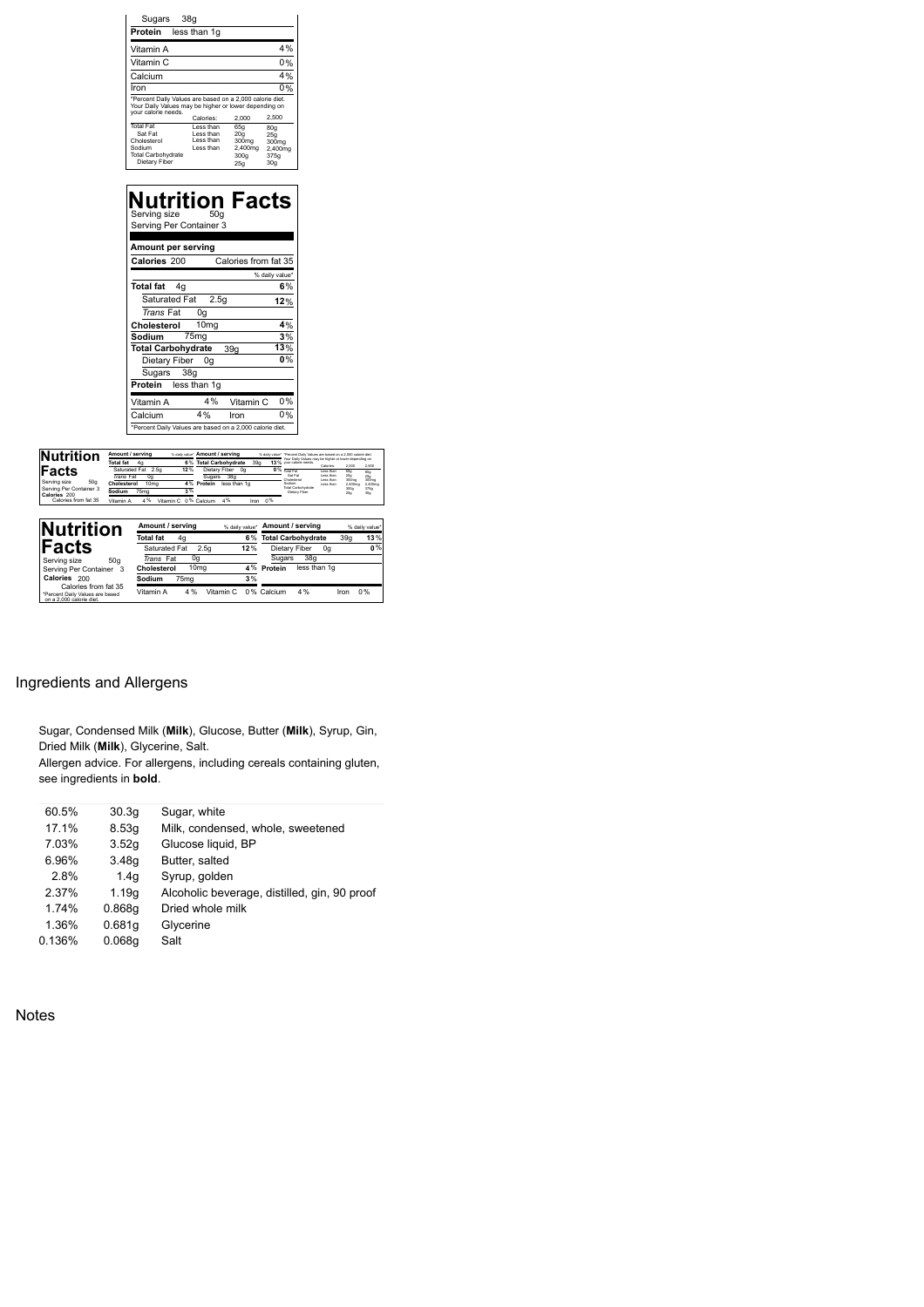| | | |
|---|---|---|
| Sugars 38g | | |
| **Protein** less than 1g | | |
| Vitamin A | | 4% |
| Vitamin C | | 0% |
| Calcium | | 4% |
| Iron | | 0% |

*Percent Daily Values are based on a 2,000 calorie diet. Your Daily Values may be higher or lower depending on your calorie needs.

| | Calories: | 2,000 | 2,500 |
|---|---|---|---|
| Total Fat | Less than | 65g | 80g |
| Sat Fat | Less than | 20g | 25g |
| Cholesterol | Less than | 300mg | 300mg |
| Sodium | Less than | 2,400mg | 2,400mg |
| Total Carbohydrate | | 300g | 375g |
| Dietary Fiber | | 25g | 30g |

# Nutrition Facts

Serving size 50g
Serving Per Container 3

**Amount per serving**

**Calories** 200 Calories from fat 35

| | % daily value* |
|---|---|
| **Total fat** 4g | **6**% |
| Saturated Fat 2.5g | **12**% |
| *Trans* Fat 0g | |
| **Cholesterol** 10mg | **4**% |
| **Sodium** 75mg | **3**% |
| **Total Carbohydrate** 39g | **13**% |
| Dietary Fiber 0g | **0**% |
| Sugars 38g | |
| **Protein** less than 1g | |

| | | | |
|---|---|---|---|
| Vitamin A | 4% | Vitamin C | 0% |
| Calcium | 4% | Iron | 0% |

*Percent Daily Values are based on a 2,000 calorie diet.

# Nutrition Facts

Serving size 50g
Serving Per Container 3
**Calories** 200
Calories from fat 35

| Amount / serving | % daily value* | Amount / serving | % daily value* |
|---|---|---|---|
| **Total fat** 4g | **6**% | **Total Carbohydrate** 39g | **13**% |
| Saturated Fat 2.5g | **12**% | Dietary Fiber 0g | **0**% |
| *Trans* Fat 0g | | Sugars 38g | |
| **Cholesterol** 10mg | **4**% | **Protein** less than 1g | |
| **Sodium** 75mg | **3**% | | |

Vitamin A 4% Vitamin C 0% Calcium 4% Iron 0%

*Percent Daily Values are based on a 2,000 calorie diet. Your Daily Values may be higher or lower depending on your calorie needs.

| | Calories: | 2,000 | 2,500 |
|---|---|---|---|
| Total Fat | Less than | 65g | 80g |
| Sat Fat | Less than | 20g | 25g |
| Cholesterol | Less than | 300mg | 300mg |
| Sodium | Less than | 2,400mg | 2,400mg |
| Total Carbohydrate | | 300g | 375g |
| Dietary Fiber | | 25g | 30g |

# Nutrition Facts

Serving size 50g
Serving Per Container 3
**Calories** 200
Calories from fat 35
*Percent Daily Values are based on a 2,000 calorie diet.

| Amount / serving | % daily value* | Amount / serving | | % daily value* |
|---|---|---|---|---|
| **Total fat** 4g | **6**% | **Total Carbohydrate** | 39g | **13**% |
| Saturated Fat 2.5g | **12**% | Dietary Fiber 0g | | **0**% |
| *Trans* Fat 0g | | Sugars 38g | | |
| **Cholesterol** 10mg | **4**% | **Protein** less than 1g | | |
| **Sodium** 75mg | **3**% | | | |

Vitamin A 4% Vitamin C 0% Calcium 4% Iron 0%

## Ingredients and Allergens

Sugar, Condensed Milk (**Milk**), Glucose, Butter (**Milk**), Syrup, Gin, Dried Milk (**Milk**), Glycerine, Salt.
Allergen advice. For allergens, including cereals containing gluten, see ingredients in **bold**.

| | | |
|---|---|---|
| 60.5% | 30.3g | Sugar, white |
| 17.1% | 8.53g | Milk, condensed, whole, sweetened |
| 7.03% | 3.52g | Glucose liquid, BP |
| 6.96% | 3.48g | Butter, salted |
| 2.8% | 1.4g | Syrup, golden |
| 2.37% | 1.19g | Alcoholic beverage, distilled, gin, 90 proof |
| 1.74% | 0.868g | Dried whole milk |
| 1.36% | 0.681g | Glycerine |
| 0.136% | 0.068g | Salt |

## Notes